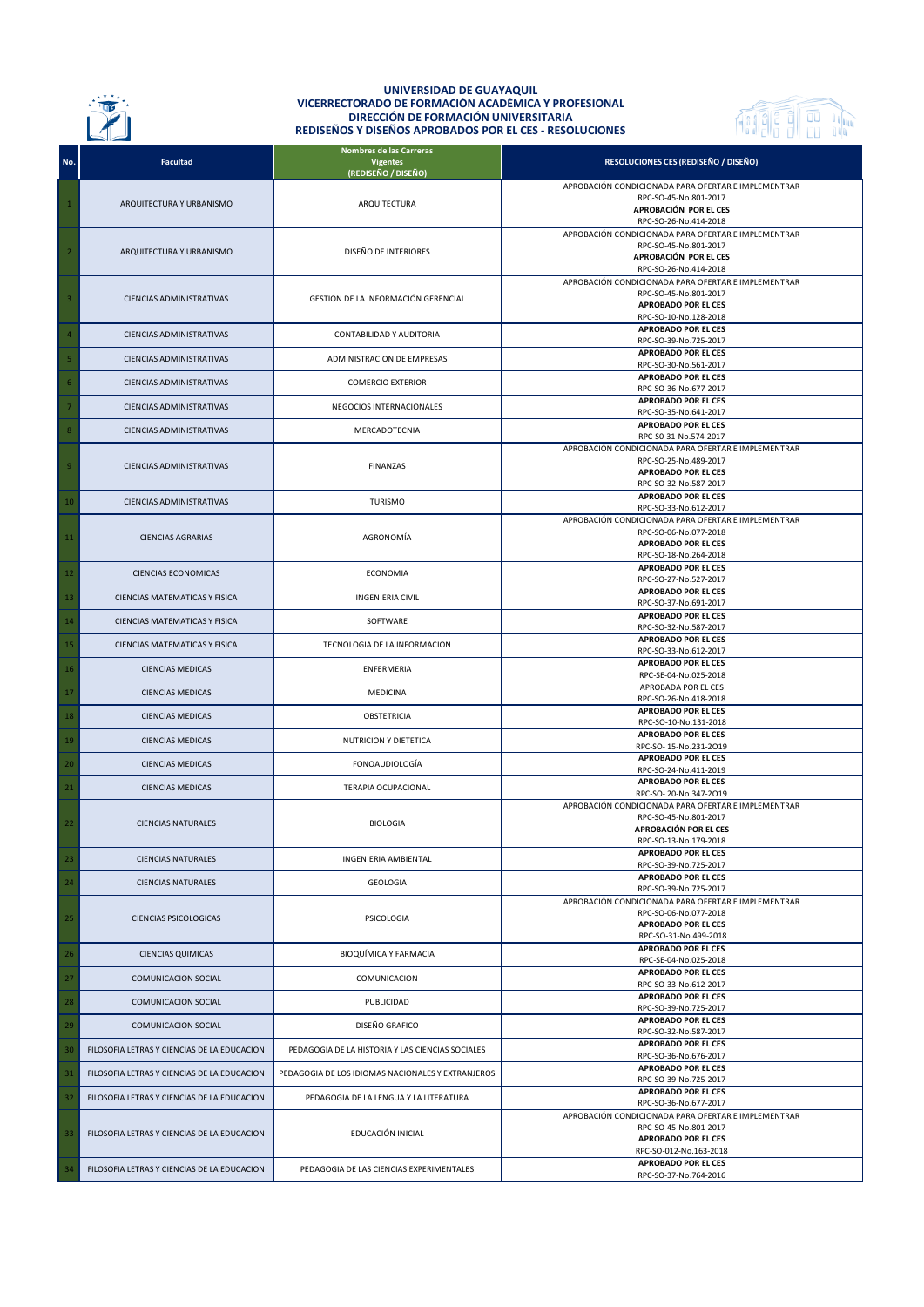# UNIVERSIDAD DE GUAYAQUIL
## VICERRECTORADO DE FORMACIÓN ACADÉMICA Y PROFESIONAL
## DIRECCIÓN DE FORMACIÓN UNIVERSITARIA
## REDISEÑOS Y DISEÑOS APROBADOS POR EL CES - RESOLUCIONES

| No. | Facultad | Nombres de las Carreras Vigentes (REDISEÑO / DISEÑO) | RESOLUCIONES CES (REDISEÑO / DISEÑO) |
|---|---|---|---|
| 1 | ARQUITECTURA Y URBANISMO | ARQUITECTURA | APROBACIÓN CONDICIONADA PARA OFERTAR E IMPLEMENTRAR RPC-SO-45-No.801-2017 **APROBACIÓN POR EL CES** RPC-SO-26-No.414-2018 |
| 2 | ARQUITECTURA Y URBANISMO | DISEÑO DE INTERIORES | APROBACIÓN CONDICIONADA PARA OFERTAR E IMPLEMENTRAR RPC-SO-45-No.801-2017 **APROBACIÓN POR EL CES** RPC-SO-26-No.414-2018 |
| 3 | CIENCIAS ADMINISTRATIVAS | GESTIÓN DE LA INFORMACIÓN GERENCIAL | APROBACIÓN CONDICIONADA PARA OFERTAR E IMPLEMENTRAR RPC-SO-45-No.801-2017 **APROBADO POR EL CES** RPC-SO-10-No.128-2018 |
| 4 | CIENCIAS ADMINISTRATIVAS | CONTABILIDAD Y AUDITORIA | **APROBADO POR EL CES** RPC-SO-39-No.725-2017 |
| 5 | CIENCIAS ADMINISTRATIVAS | ADMINISTRACION DE EMPRESAS | **APROBADO POR EL CES** RPC-SO-30-No.561-2017 |
| 6 | CIENCIAS ADMINISTRATIVAS | COMERCIO EXTERIOR | **APROBADO POR EL CES** RPC-SO-36-No.677-2017 |
| 7 | CIENCIAS ADMINISTRATIVAS | NEGOCIOS INTERNACIONALES | **APROBADO POR EL CES** RPC-SO-35-No.641-2017 |
| 8 | CIENCIAS ADMINISTRATIVAS | MERCADOTECNIA | **APROBADO POR EL CES** RPC-SO-31-No.574-2017 |
| 9 | CIENCIAS ADMINISTRATIVAS | FINANZAS | APROBACIÓN CONDICIONADA PARA OFERTAR E IMPLEMENTRAR RPC-SO-25-No.489-2017 **APROBADO POR EL CES** RPC-SO-32-No.587-2017 |
| 10 | CIENCIAS ADMINISTRATIVAS | TURISMO | **APROBADO POR EL CES** RPC-SO-33-No.612-2017 |
| 11 | CIENCIAS AGRARIAS | AGRONOMÍA | APROBACIÓN CONDICIONADA PARA OFERTAR E IMPLEMENTRAR RPC-SO-06-No.077-2018 **APROBADO POR EL CES** RPC-SO-18-No.264-2018 |
| 12 | CIENCIAS ECONOMICAS | ECONOMIA | **APROBADO POR EL CES** RPC-SO-27-No.527-2017 |
| 13 | CIENCIAS MATEMATICAS Y FISICA | INGENIERIA CIVIL | **APROBADO POR EL CES** RPC-SO-37-No.691-2017 |
| 14 | CIENCIAS MATEMATICAS Y FISICA | SOFTWARE | **APROBADO POR EL CES** RPC-SO-32-No.587-2017 |
| 15 | CIENCIAS MATEMATICAS Y FISICA | TECNOLOGIA DE LA INFORMACION | **APROBADO POR EL CES** RPC-SO-33-No.612-2017 |
| 16 | CIENCIAS MEDICAS | ENFERMERIA | **APROBADO POR EL CES** RPC-SE-04-No.025-2018 |
| 17 | CIENCIAS MEDICAS | MEDICINA | APROBADA POR EL CES RPC-SO-26-No.418-2018 |
| 18 | CIENCIAS MEDICAS | OBSTETRICIA | **APROBADO POR EL CES** RPC-SO-10-No.131-2018 |
| 19 | CIENCIAS MEDICAS | NUTRICION Y DIETETICA | **APROBADO POR EL CES** RPC-SO- 15-No.231-2O19 |
| 20 | CIENCIAS MEDICAS | FONOAUDIOLOGÍA | **APROBADO POR EL CES** RPC-SO-24-No.411-2019 |
| 21 | CIENCIAS MEDICAS | TERAPIA OCUPACIONAL | **APROBADO POR EL CES** RPC-SO- 20-No.347-2O19 |
| 22 | CIENCIAS NATURALES | BIOLOGIA | APROBACIÓN CONDICIONADA PARA OFERTAR E IMPLEMENTRAR RPC-SO-45-No.801-2017 **APROBACIÓN POR EL CES** RPC-SO-13-No.179-2018 |
| 23 | CIENCIAS NATURALES | INGENIERIA AMBIENTAL | **APROBADO POR EL CES** RPC-SO-39-No.725-2017 |
| 24 | CIENCIAS NATURALES | GEOLOGIA | **APROBADO POR EL CES** RPC-SO-39-No.725-2017 |
| 25 | CIENCIAS PSICOLOGICAS | PSICOLOGIA | APROBACIÓN CONDICIONADA PARA OFERTAR E IMPLEMENTRAR RPC-SO-06-No.077-2018 **APROBADO POR EL CES** RPC-SO-31-No.499-2018 |
| 26 | CIENCIAS QUIMICAS | BIOQUÍMICA Y FARMACIA | **APROBADO POR EL CES** RPC-SE-04-No.025-2018 |
| 27 | COMUNICACION SOCIAL | COMUNICACION | **APROBADO POR EL CES** RPC-SO-33-No.612-2017 |
| 28 | COMUNICACION SOCIAL | PUBLICIDAD | **APROBADO POR EL CES** RPC-SO-39-No.725-2017 |
| 29 | COMUNICACION SOCIAL | DISEÑO GRAFICO | **APROBADO POR EL CES** RPC-SO-32-No.587-2017 |
| 30 | FILOSOFIA LETRAS Y CIENCIAS DE LA EDUCACION | PEDAGOGIA DE LA HISTORIA Y LAS CIENCIAS SOCIALES | **APROBADO POR EL CES** RPC-SO-36-No.676-2017 |
| 31 | FILOSOFIA LETRAS Y CIENCIAS DE LA EDUCACION | PEDAGOGIA DE LOS IDIOMAS NACIONALES Y EXTRANJEROS | **APROBADO POR EL CES** RPC-SO-39-No.725-2017 |
| 32 | FILOSOFIA LETRAS Y CIENCIAS DE LA EDUCACION | PEDAGOGIA DE LA LENGUA Y LA LITERATURA | **APROBADO POR EL CES** RPC-SO-36-No.677-2017 |
| 33 | FILOSOFIA LETRAS Y CIENCIAS DE LA EDUCACION | EDUCACIÓN INICIAL | APROBACIÓN CONDICIONADA PARA OFERTAR E IMPLEMENTRAR RPC-SO-45-No.801-2017 **APROBADO POR EL CES** RPC-SO-012-No.163-2018 |
| 34 | FILOSOFIA LETRAS Y CIENCIAS DE LA EDUCACION | PEDAGOGIA DE LAS CIENCIAS EXPERIMENTALES | **APROBADO POR EL CES** RPC-SO-37-No.764-2016 |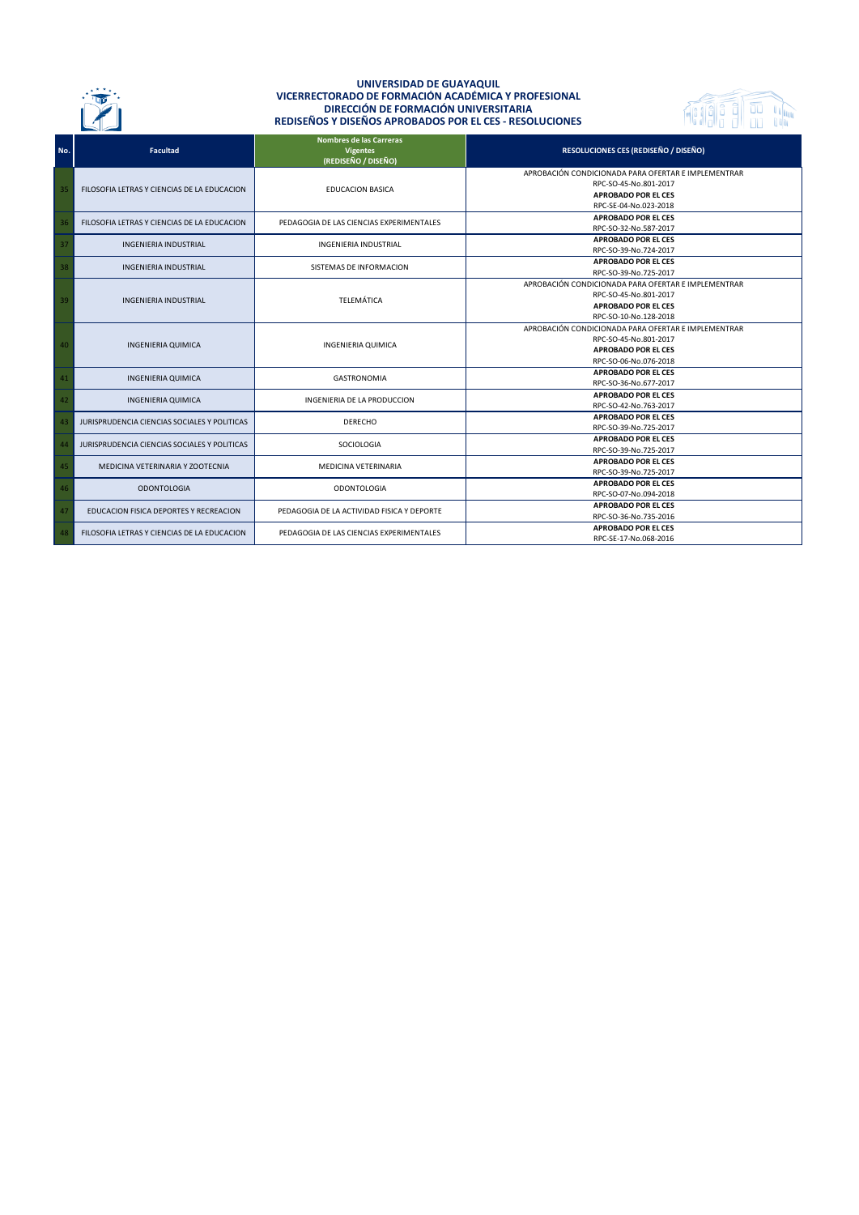# UNIVERSIDAD DE GUAYAQUIL
## VICERRECTORADO DE FORMACIÓN ACADÉMICA Y PROFESIONAL
## DIRECCIÓN DE FORMACIÓN UNIVERSITARIA
## REDISEÑOS Y DISEÑOS APROBADOS POR EL CES - RESOLUCIONES

| No. | Facultad | Nombres de las Carreras Vigentes (REDISEÑO / DISEÑO) | RESOLUCIONES CES (REDISEÑO / DISEÑO) |
|---|---|---|---|
| 35 | FILOSOFIA LETRAS Y CIENCIAS DE LA EDUCACION | EDUCACION BASICA | APROBACIÓN CONDICIONADA PARA OFERTAR E IMPLEMENTRAR<br>RPC-SO-45-No.801-2017<br>**APROBADO POR EL CES**<br>RPC-SE-04-No.023-2018 |
| 36 | FILOSOFIA LETRAS Y CIENCIAS DE LA EDUCACION | PEDAGOGIA DE LAS CIENCIAS EXPERIMENTALES | **APROBADO POR EL CES**<br>RPC-SO-32-No.587-2017 |
| 37 | INGENIERIA INDUSTRIAL | INGENIERIA INDUSTRIAL | **APROBADO POR EL CES**<br>RPC-SO-39-No.724-2017 |
| 38 | INGENIERIA INDUSTRIAL | SISTEMAS DE INFORMACION | **APROBADO POR EL CES**<br>RPC-SO-39-No.725-2017 |
| 39 | INGENIERIA INDUSTRIAL | TELEMÁTICA | APROBACIÓN CONDICIONADA PARA OFERTAR E IMPLEMENTRAR<br>RPC-SO-45-No.801-2017<br>**APROBADO POR EL CES**<br>RPC-SO-10-No.128-2018 |
| 40 | INGENIERIA QUIMICA | INGENIERIA QUIMICA | APROBACIÓN CONDICIONADA PARA OFERTAR E IMPLEMENTRAR<br>RPC-SO-45-No.801-2017<br>**APROBADO POR EL CES**<br>RPC-SO-06-No.076-2018 |
| 41 | INGENIERIA QUIMICA | GASTRONOMIA | **APROBADO POR EL CES**<br>RPC-SO-36-No.677-2017 |
| 42 | INGENIERIA QUIMICA | INGENIERIA DE LA PRODUCCION | **APROBADO POR EL CES**<br>RPC-SO-42-No.763-2017 |
| 43 | JURISPRUDENCIA CIENCIAS SOCIALES Y POLITICAS | DERECHO | **APROBADO POR EL CES**<br>RPC-SO-39-No.725-2017 |
| 44 | JURISPRUDENCIA CIENCIAS SOCIALES Y POLITICAS | SOCIOLOGIA | **APROBADO POR EL CES**<br>RPC-SO-39-No.725-2017 |
| 45 | MEDICINA VETERINARIA Y ZOOTECNIA | MEDICINA VETERINARIA | **APROBADO POR EL CES**<br>RPC-SO-39-No.725-2017 |
| 46 | ODONTOLOGIA | ODONTOLOGIA | **APROBADO POR EL CES**<br>RPC-SO-07-No.094-2018 |
| 47 | EDUCACION FISICA DEPORTES Y RECREACION | PEDAGOGIA DE LA ACTIVIDAD FISICA Y DEPORTE | **APROBADO POR EL CES**<br>RPC-SO-36-No.735-2016 |
| 48 | FILOSOFIA LETRAS Y CIENCIAS DE LA EDUCACION | PEDAGOGIA DE LAS CIENCIAS EXPERIMENTALES | **APROBADO POR EL CES**<br>RPC-SE-17-No.068-2016 |